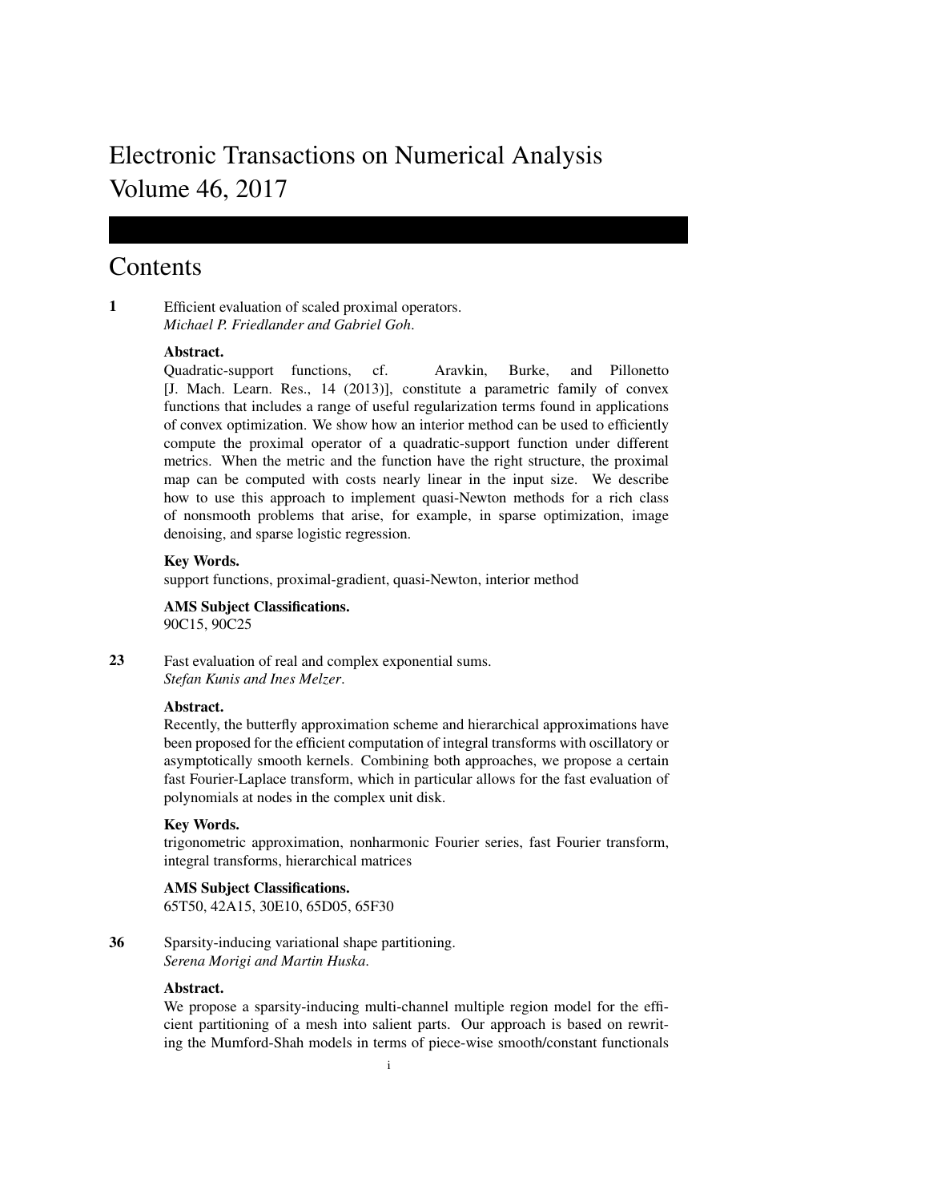# Electronic Transactions on Numerical Analysis
# Volume 46, 2017

## Contents

**1** Efficient evaluation of scaled proximal operators.
*Michael P. Friedlander and Gabriel Goh*.

**Abstract.**
Quadratic-support functions, cf. Aravkin, Burke, and Pillonetto [J. Mach. Learn. Res., 14 (2013)], constitute a parametric family of convex functions that includes a range of useful regularization terms found in applications of convex optimization. We show how an interior method can be used to efficiently compute the proximal operator of a quadratic-support function under different metrics. When the metric and the function have the right structure, the proximal map can be computed with costs nearly linear in the input size. We describe how to use this approach to implement quasi-Newton methods for a rich class of nonsmooth problems that arise, for example, in sparse optimization, image denoising, and sparse logistic regression.

**Key Words.**
support functions, proximal-gradient, quasi-Newton, interior method

**AMS Subject Classifications.**
90C15, 90C25

**23** Fast evaluation of real and complex exponential sums.
*Stefan Kunis and Ines Melzer*.

**Abstract.**
Recently, the butterfly approximation scheme and hierarchical approximations have been proposed for the efficient computation of integral transforms with oscillatory or asymptotically smooth kernels. Combining both approaches, we propose a certain fast Fourier-Laplace transform, which in particular allows for the fast evaluation of polynomials at nodes in the complex unit disk.

**Key Words.**
trigonometric approximation, nonharmonic Fourier series, fast Fourier transform, integral transforms, hierarchical matrices

**AMS Subject Classifications.**
65T50, 42A15, 30E10, 65D05, 65F30

**36** Sparsity-inducing variational shape partitioning.
*Serena Morigi and Martin Huska*.

**Abstract.**
We propose a sparsity-inducing multi-channel multiple region model for the efficient partitioning of a mesh into salient parts. Our approach is based on rewriting the Mumford-Shah models in terms of piece-wise smooth/constant functionals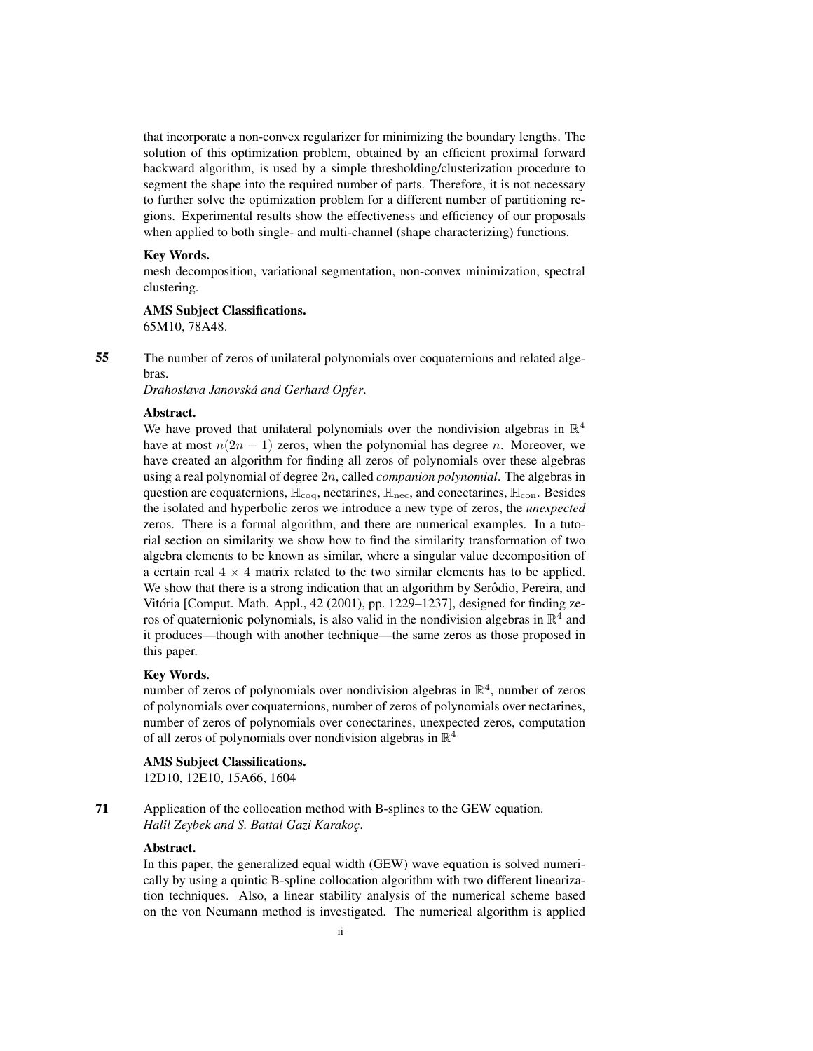that incorporate a non-convex regularizer for minimizing the boundary lengths. The solution of this optimization problem, obtained by an efficient proximal forward backward algorithm, is used by a simple thresholding/clusterization procedure to segment the shape into the required number of parts. Therefore, it is not necessary to further solve the optimization problem for a different number of partitioning regions. Experimental results show the effectiveness and efficiency of our proposals when applied to both single- and multi-channel (shape characterizing) functions.

**Key Words.**
mesh decomposition, variational segmentation, non-convex minimization, spectral clustering.

**AMS Subject Classifications.**
65M10, 78A48.

**55** The number of zeros of unilateral polynomials over coquaternions and related algebras.
*Drahoslava Janovská and Gerhard Opfer*.

**Abstract.**
We have proved that unilateral polynomials over the nondivision algebras in $\mathbb{R}^4$ have at most $n(2n-1)$ zeros, when the polynomial has degree $n$. Moreover, we have created an algorithm for finding all zeros of polynomials over these algebras using a real polynomial of degree $2n$, called *companion polynomial*. The algebras in question are coquaternions, $\mathbb{H}_{\mathrm{coq}}$, nectarines, $\mathbb{H}_{\mathrm{nec}}$, and conectarines, $\mathbb{H}_{\mathrm{con}}$. Besides the isolated and hyperbolic zeros we introduce a new type of zeros, the *unexpected* zeros. There is a formal algorithm, and there are numerical examples. In a tutorial section on similarity we show how to find the similarity transformation of two algebra elements to be known as similar, where a singular value decomposition of a certain real $4 \times 4$ matrix related to the two similar elements has to be applied. We show that there is a strong indication that an algorithm by Serôdio, Pereira, and Vitória [Comput. Math. Appl., 42 (2001), pp. 1229–1237], designed for finding zeros of quaternionic polynomials, is also valid in the nondivision algebras in $\mathbb{R}^4$ and it produces—though with another technique—the same zeros as those proposed in this paper.

**Key Words.**
number of zeros of polynomials over nondivision algebras in $\mathbb{R}^4$, number of zeros of polynomials over coquaternions, number of zeros of polynomials over nectarines, number of zeros of polynomials over conectarines, unexpected zeros, computation of all zeros of polynomials over nondivision algebras in $\mathbb{R}^4$

**AMS Subject Classifications.**
12D10, 12E10, 15A66, 1604

**71** Application of the collocation method with B-splines to the GEW equation.
*Halil Zeybek and S. Battal Gazi Karakoç*.

**Abstract.**
In this paper, the generalized equal width (GEW) wave equation is solved numerically by using a quintic B-spline collocation algorithm with two different linearization techniques. Also, a linear stability analysis of the numerical scheme based on the von Neumann method is investigated. The numerical algorithm is applied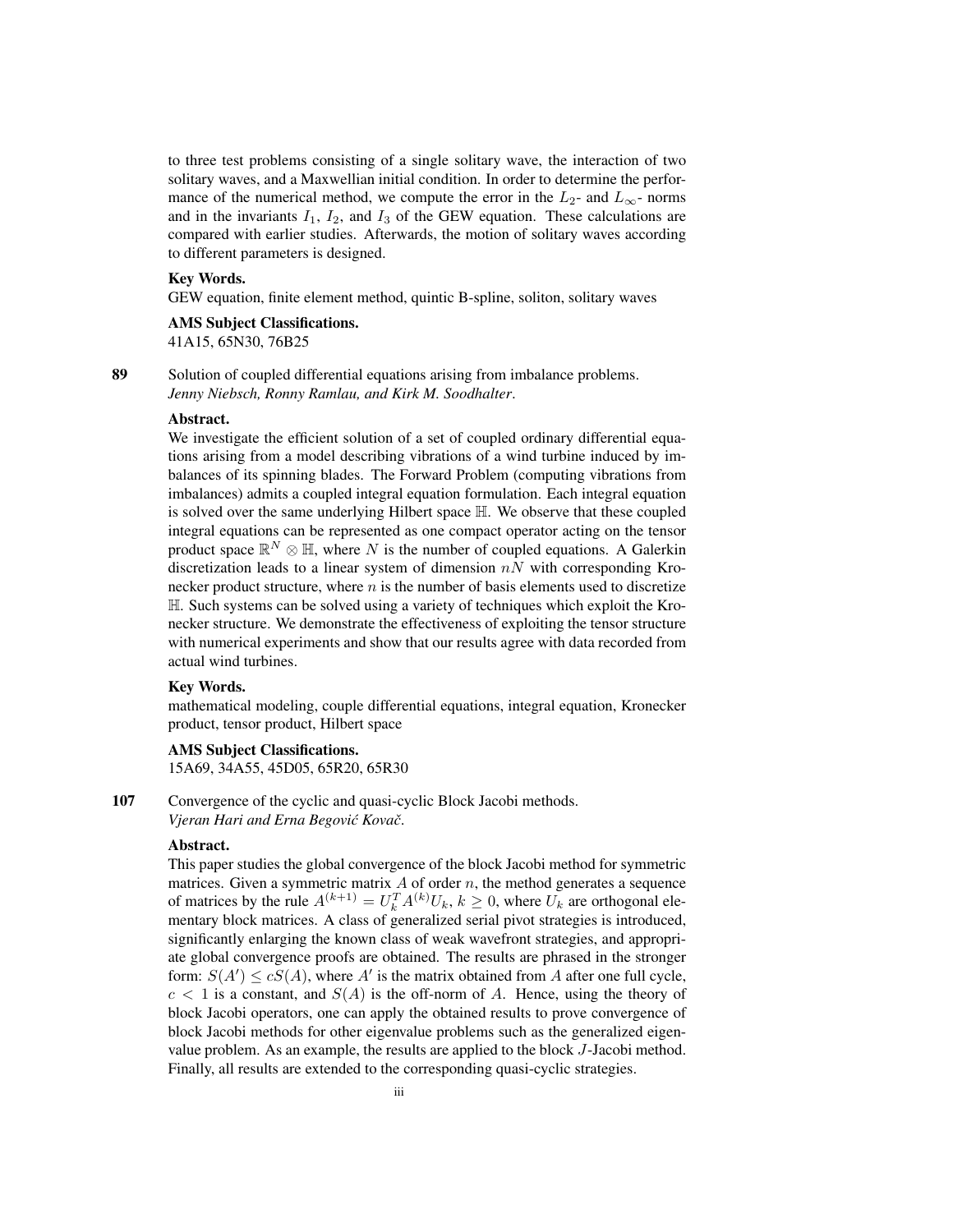to three test problems consisting of a single solitary wave, the interaction of two solitary waves, and a Maxwellian initial condition. In order to determine the performance of the numerical method, we compute the error in the $L_2$- and $L_\infty$- norms and in the invariants $I_1$, $I_2$, and $I_3$ of the GEW equation. These calculations are compared with earlier studies. Afterwards, the motion of solitary waves according to different parameters is designed.

**Key Words.**
GEW equation, finite element method, quintic B-spline, soliton, solitary waves

**AMS Subject Classifications.**
41A15, 65N30, 76B25

**89** Solution of coupled differential equations arising from imbalance problems.
*Jenny Niebsch, Ronny Ramlau, and Kirk M. Soodhalter*.

**Abstract.**
We investigate the efficient solution of a set of coupled ordinary differential equations arising from a model describing vibrations of a wind turbine induced by imbalances of its spinning blades. The Forward Problem (computing vibrations from imbalances) admits a coupled integral equation formulation. Each integral equation is solved over the same underlying Hilbert space $\mathbb{H}$. We observe that these coupled integral equations can be represented as one compact operator acting on the tensor product space $\mathbb{R}^N \otimes \mathbb{H}$, where $N$ is the number of coupled equations. A Galerkin discretization leads to a linear system of dimension $nN$ with corresponding Kronecker product structure, where $n$ is the number of basis elements used to discretize $\mathbb{H}$. Such systems can be solved using a variety of techniques which exploit the Kronecker structure. We demonstrate the effectiveness of exploiting the tensor structure with numerical experiments and show that our results agree with data recorded from actual wind turbines.

**Key Words.**
mathematical modeling, couple differential equations, integral equation, Kronecker product, tensor product, Hilbert space

**AMS Subject Classifications.**
15A69, 34A55, 45D05, 65R20, 65R30

**107** Convergence of the cyclic and quasi-cyclic Block Jacobi methods.
*Vjeran Hari and Erna Begović Kovač*.

**Abstract.**
This paper studies the global convergence of the block Jacobi method for symmetric matrices. Given a symmetric matrix $A$ of order $n$, the method generates a sequence of matrices by the rule $A^{(k+1)} = U_k^T A^{(k)} U_k$, $k \geq 0$, where $U_k$ are orthogonal elementary block matrices. A class of generalized serial pivot strategies is introduced, significantly enlarging the known class of weak wavefront strategies, and appropriate global convergence proofs are obtained. The results are phrased in the stronger form: $S(A') \leq cS(A)$, where $A'$ is the matrix obtained from $A$ after one full cycle, $c < 1$ is a constant, and $S(A)$ is the off-norm of $A$. Hence, using the theory of block Jacobi operators, one can apply the obtained results to prove convergence of block Jacobi methods for other eigenvalue problems such as the generalized eigenvalue problem. As an example, the results are applied to the block $J$-Jacobi method. Finally, all results are extended to the corresponding quasi-cyclic strategies.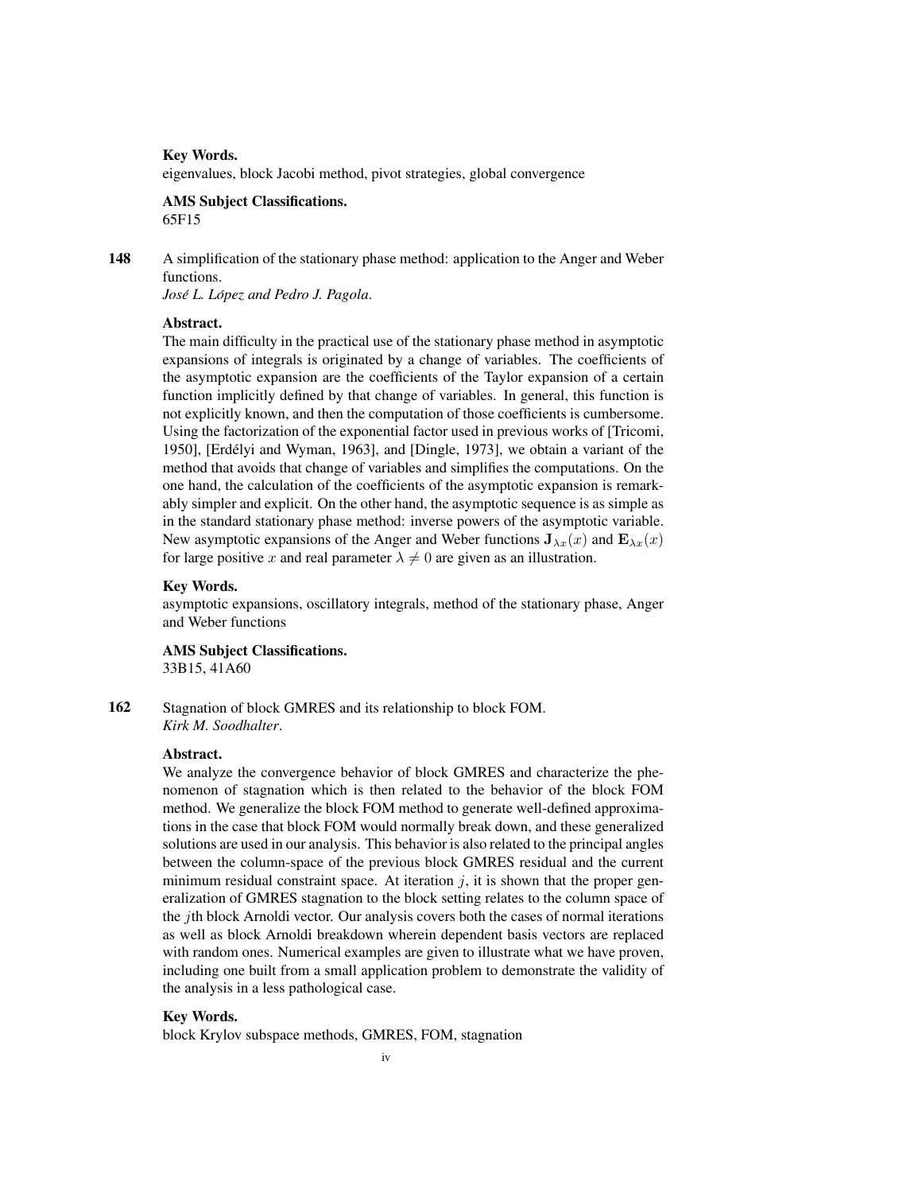**Key Words.**
eigenvalues, block Jacobi method, pivot strategies, global convergence

**AMS Subject Classifications.**
65F15

**148** A simplification of the stationary phase method: application to the Anger and Weber functions.
*José L. Lőpez and Pedro J. Pagola.*

**Abstract.**
The main difficulty in the practical use of the stationary phase method in asymptotic expansions of integrals is originated by a change of variables. The coefficients of the asymptotic expansion are the coefficients of the Taylor expansion of a certain function implicitly defined by that change of variables. In general, this function is not explicitly known, and then the computation of those coefficients is cumbersome. Using the factorization of the exponential factor used in previous works of [Tricomi, 1950], [Erdélyi and Wyman, 1963], and [Dingle, 1973], we obtain a variant of the method that avoids that change of variables and simplifies the computations. On the one hand, the calculation of the coefficients of the asymptotic expansion is remarkably simpler and explicit. On the other hand, the asymptotic sequence is as simple as in the standard stationary phase method: inverse powers of the asymptotic variable. New asymptotic expansions of the Anger and Weber functions $\mathbf{J}_{\lambda x}(x)$ and $\mathbf{E}_{\lambda x}(x)$ for large positive $x$ and real parameter $\lambda \neq 0$ are given as an illustration.

**Key Words.**
asymptotic expansions, oscillatory integrals, method of the stationary phase, Anger and Weber functions

**AMS Subject Classifications.**
33B15, 41A60

**162** Stagnation of block GMRES and its relationship to block FOM.
*Kirk M. Soodhalter.*

**Abstract.**
We analyze the convergence behavior of block GMRES and characterize the phenomenon of stagnation which is then related to the behavior of the block FOM method. We generalize the block FOM method to generate well-defined approximations in the case that block FOM would normally break down, and these generalized solutions are used in our analysis. This behavior is also related to the principal angles between the column-space of the previous block GMRES residual and the current minimum residual constraint space. At iteration $j$, it is shown that the proper generalization of GMRES stagnation to the block setting relates to the column space of the $j$th block Arnoldi vector. Our analysis covers both the cases of normal iterations as well as block Arnoldi breakdown wherein dependent basis vectors are replaced with random ones. Numerical examples are given to illustrate what we have proven, including one built from a small application problem to demonstrate the validity of the analysis in a less pathological case.

**Key Words.**
block Krylov subspace methods, GMRES, FOM, stagnation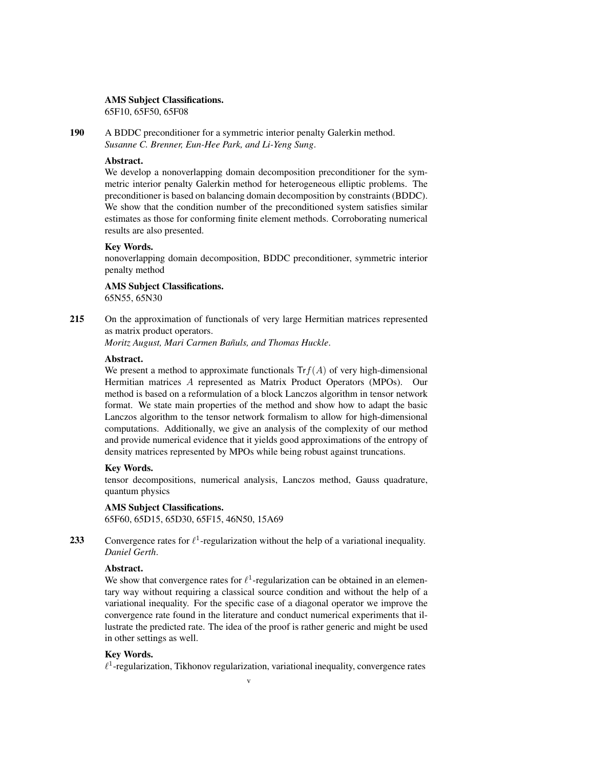**AMS Subject Classifications.**
65F10, 65F50, 65F08

**190** A BDDC preconditioner for a symmetric interior penalty Galerkin method.
*Susanne C. Brenner, Eun-Hee Park, and Li-Yeng Sung*.

**Abstract.**
We develop a nonoverlapping domain decomposition preconditioner for the symmetric interior penalty Galerkin method for heterogeneous elliptic problems. The preconditioner is based on balancing domain decomposition by constraints (BDDC). We show that the condition number of the preconditioned system satisfies similar estimates as those for conforming finite element methods. Corroborating numerical results are also presented.

**Key Words.**
nonoverlapping domain decomposition, BDDC preconditioner, symmetric interior penalty method

**AMS Subject Classifications.**
65N55, 65N30

**215** On the approximation of functionals of very large Hermitian matrices represented as matrix product operators.
*Moritz August, Mari Carmen Bañuls, and Thomas Huckle*.

**Abstract.**
We present a method to approximate functionals $\mathsf{Tr} f(A)$ of very high-dimensional Hermitian matrices $A$ represented as Matrix Product Operators (MPOs). Our method is based on a reformulation of a block Lanczos algorithm in tensor network format. We state main properties of the method and show how to adapt the basic Lanczos algorithm to the tensor network formalism to allow for high-dimensional computations. Additionally, we give an analysis of the complexity of our method and provide numerical evidence that it yields good approximations of the entropy of density matrices represented by MPOs while being robust against truncations.

**Key Words.**
tensor decompositions, numerical analysis, Lanczos method, Gauss quadrature, quantum physics

**AMS Subject Classifications.**
65F60, 65D15, 65D30, 65F15, 46N50, 15A69

**233** Convergence rates for $\ell^1$-regularization without the help of a variational inequality.
*Daniel Gerth*.

**Abstract.**
We show that convergence rates for $\ell^1$-regularization can be obtained in an elementary way without requiring a classical source condition and without the help of a variational inequality. For the specific case of a diagonal operator we improve the convergence rate found in the literature and conduct numerical experiments that illustrate the predicted rate. The idea of the proof is rather generic and might be used in other settings as well.

**Key Words.**
$\ell^1$-regularization, Tikhonov regularization, variational inequality, convergence rates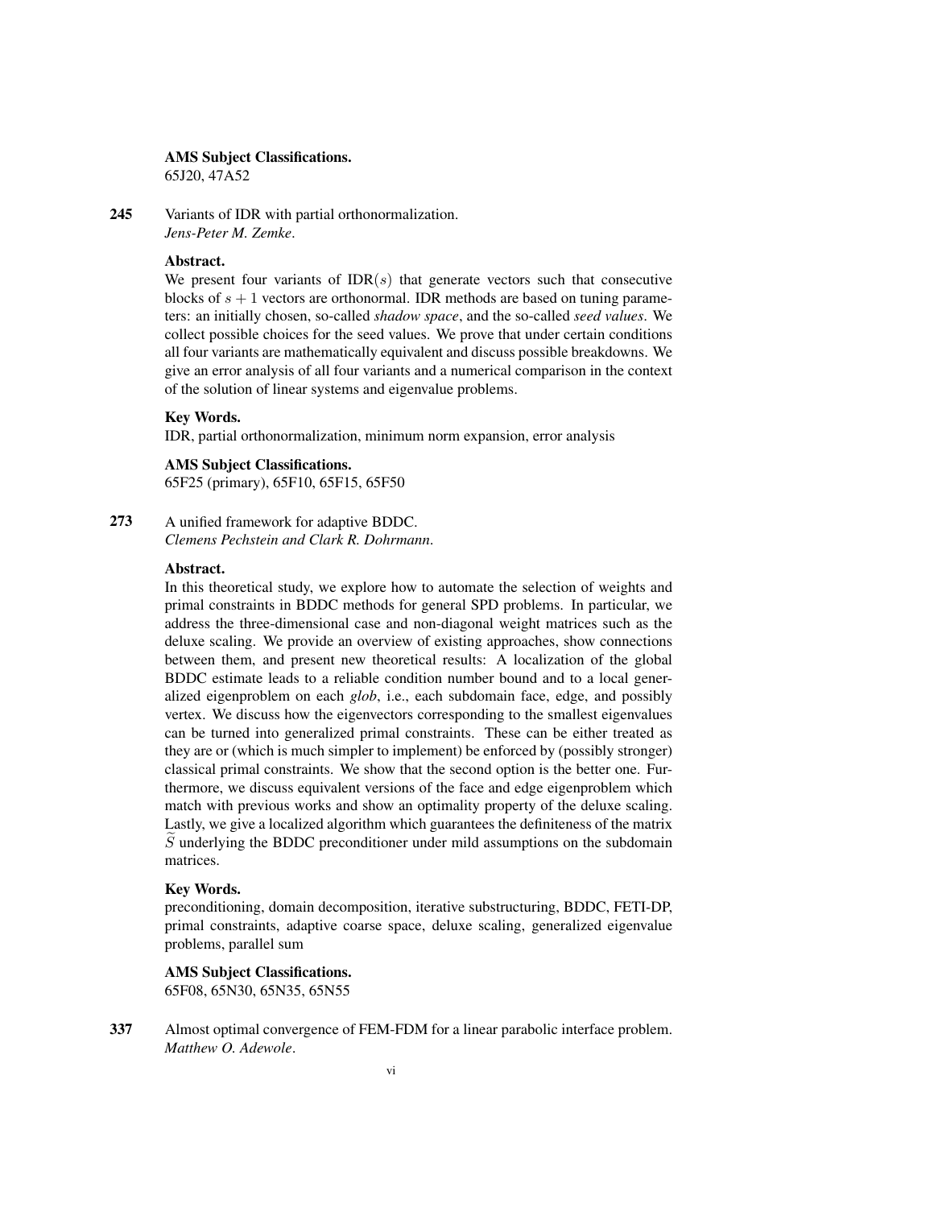**AMS Subject Classifications.**
65J20, 47A52

**245** Variants of IDR with partial orthonormalization.
*Jens-Peter M. Zemke*.

**Abstract.**
We present four variants of IDR($s$) that generate vectors such that consecutive blocks of $s+1$ vectors are orthonormal. IDR methods are based on tuning parameters: an initially chosen, so-called *shadow space*, and the so-called *seed values*. We collect possible choices for the seed values. We prove that under certain conditions all four variants are mathematically equivalent and discuss possible breakdowns. We give an error analysis of all four variants and a numerical comparison in the context of the solution of linear systems and eigenvalue problems.

**Key Words.**
IDR, partial orthonormalization, minimum norm expansion, error analysis

**AMS Subject Classifications.**
65F25 (primary), 65F10, 65F15, 65F50

**273** A unified framework for adaptive BDDC.
*Clemens Pechstein and Clark R. Dohrmann*.

**Abstract.**
In this theoretical study, we explore how to automate the selection of weights and primal constraints in BDDC methods for general SPD problems. In particular, we address the three-dimensional case and non-diagonal weight matrices such as the deluxe scaling. We provide an overview of existing approaches, show connections between them, and present new theoretical results: A localization of the global BDDC estimate leads to a reliable condition number bound and to a local generalized eigenproblem on each *glob*, i.e., each subdomain face, edge, and possibly vertex. We discuss how the eigenvectors corresponding to the smallest eigenvalues can be turned into generalized primal constraints. These can be either treated as they are or (which is much simpler to implement) be enforced by (possibly stronger) classical primal constraints. We show that the second option is the better one. Furthermore, we discuss equivalent versions of the face and edge eigenproblem which match with previous works and show an optimality property of the deluxe scaling. Lastly, we give a localized algorithm which guarantees the definiteness of the matrix $\widetilde{S}$ underlying the BDDC preconditioner under mild assumptions on the subdomain matrices.

**Key Words.**
preconditioning, domain decomposition, iterative substructuring, BDDC, FETI-DP, primal constraints, adaptive coarse space, deluxe scaling, generalized eigenvalue problems, parallel sum

**AMS Subject Classifications.**
65F08, 65N30, 65N35, 65N55

**337** Almost optimal convergence of FEM-FDM for a linear parabolic interface problem.
*Matthew O. Adewole*.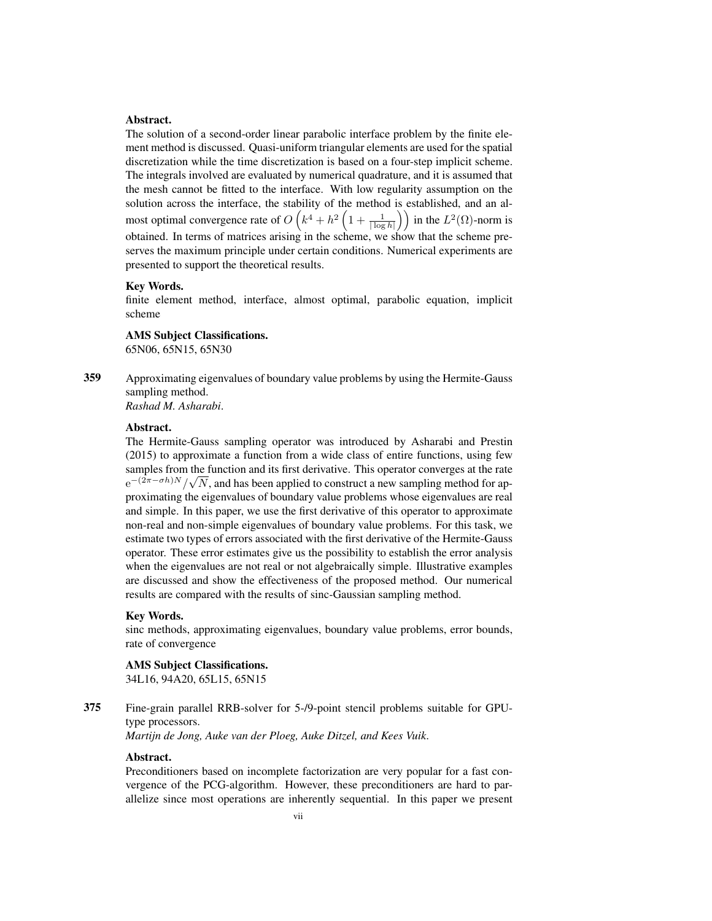**Abstract.**

The solution of a second-order linear parabolic interface problem by the finite element method is discussed. Quasi-uniform triangular elements are used for the spatial discretization while the time discretization is based on a four-step implicit scheme. The integrals involved are evaluated by numerical quadrature, and it is assumed that the mesh cannot be fitted to the interface. With low regularity assumption on the solution across the interface, the stability of the method is established, and an almost optimal convergence rate of $O\left(k^4 + h^2\left(1 + \frac{1}{|\log h|}\right)\right)$ in the $L^2(\Omega)$-norm is obtained. In terms of matrices arising in the scheme, we show that the scheme preserves the maximum principle under certain conditions. Numerical experiments are presented to support the theoretical results.

**Key Words.**

finite element method, interface, almost optimal, parabolic equation, implicit scheme

**AMS Subject Classifications.**

65N06, 65N15, 65N30

**359** Approximating eigenvalues of boundary value problems by using the Hermite-Gauss sampling method.
*Rashad M. Asharabi.*

**Abstract.**

The Hermite-Gauss sampling operator was introduced by Asharabi and Prestin (2015) to approximate a function from a wide class of entire functions, using few samples from the function and its first derivative. This operator converges at the rate $\mathrm{e}^{-(2\pi-\sigma h)N}/\sqrt{N}$, and has been applied to construct a new sampling method for approximating the eigenvalues of boundary value problems whose eigenvalues are real and simple. In this paper, we use the first derivative of this operator to approximate non-real and non-simple eigenvalues of boundary value problems. For this task, we estimate two types of errors associated with the first derivative of the Hermite-Gauss operator. These error estimates give us the possibility to establish the error analysis when the eigenvalues are not real or not algebraically simple. Illustrative examples are discussed and show the effectiveness of the proposed method. Our numerical results are compared with the results of sinc-Gaussian sampling method.

**Key Words.**

sinc methods, approximating eigenvalues, boundary value problems, error bounds, rate of convergence

**AMS Subject Classifications.**

34L16, 94A20, 65L15, 65N15

**375** Fine-grain parallel RRB-solver for 5-/9-point stencil problems suitable for GPU-type processors.
*Martijn de Jong, Auke van der Ploeg, Auke Ditzel, and Kees Vuik.*

**Abstract.**

Preconditioners based on incomplete factorization are very popular for a fast convergence of the PCG-algorithm. However, these preconditioners are hard to parallelize since most operations are inherently sequential. In this paper we present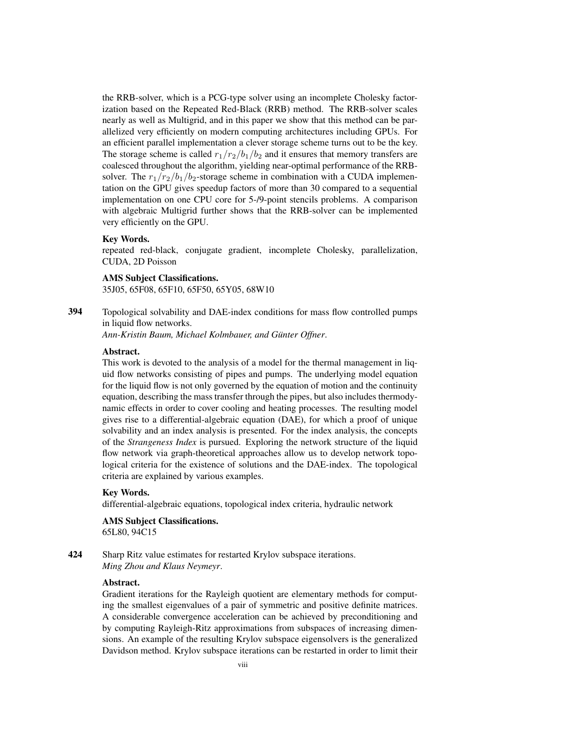the RRB-solver, which is a PCG-type solver using an incomplete Cholesky factorization based on the Repeated Red-Black (RRB) method. The RRB-solver scales nearly as well as Multigrid, and in this paper we show that this method can be parallelized very efficiently on modern computing architectures including GPUs. For an efficient parallel implementation a clever storage scheme turns out to be the key. The storage scheme is called $r_1/r_2/b_1/b_2$ and it ensures that memory transfers are coalesced throughout the algorithm, yielding near-optimal performance of the RRB-solver. The $r_1/r_2/b_1/b_2$-storage scheme in combination with a CUDA implementation on the GPU gives speedup factors of more than 30 compared to a sequential implementation on one CPU core for 5-/9-point stencils problems. A comparison with algebraic Multigrid further shows that the RRB-solver can be implemented very efficiently on the GPU.

**Key Words.**
repeated red-black, conjugate gradient, incomplete Cholesky, parallelization, CUDA, 2D Poisson

**AMS Subject Classifications.**
35J05, 65F08, 65F10, 65F50, 65Y05, 68W10

**394** Topological solvability and DAE-index conditions for mass flow controlled pumps in liquid flow networks.
*Ann-Kristin Baum, Michael Kolmbauer, and Günter Offner*.

**Abstract.**
This work is devoted to the analysis of a model for the thermal management in liquid flow networks consisting of pipes and pumps. The underlying model equation for the liquid flow is not only governed by the equation of motion and the continuity equation, describing the mass transfer through the pipes, but also includes thermodynamic effects in order to cover cooling and heating processes. The resulting model gives rise to a differential-algebraic equation (DAE), for which a proof of unique solvability and an index analysis is presented. For the index analysis, the concepts of the *Strangeness Index* is pursued. Exploring the network structure of the liquid flow network via graph-theoretical approaches allow us to develop network topological criteria for the existence of solutions and the DAE-index. The topological criteria are explained by various examples.

**Key Words.**
differential-algebraic equations, topological index criteria, hydraulic network

**AMS Subject Classifications.**
65L80, 94C15

**424** Sharp Ritz value estimates for restarted Krylov subspace iterations.
*Ming Zhou and Klaus Neymeyr*.

**Abstract.**
Gradient iterations for the Rayleigh quotient are elementary methods for computing the smallest eigenvalues of a pair of symmetric and positive definite matrices. A considerable convergence acceleration can be achieved by preconditioning and by computing Rayleigh-Ritz approximations from subspaces of increasing dimensions. An example of the resulting Krylov subspace eigensolvers is the generalized Davidson method. Krylov subspace iterations can be restarted in order to limit their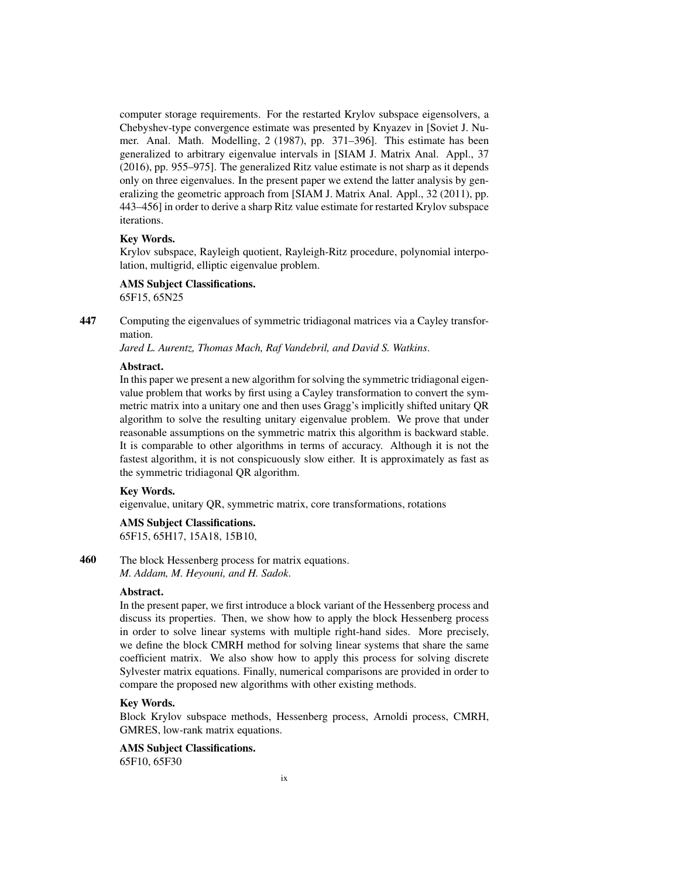computer storage requirements. For the restarted Krylov subspace eigensolvers, a Chebyshev-type convergence estimate was presented by Knyazev in [Soviet J. Numer. Anal. Math. Modelling, 2 (1987), pp. 371–396]. This estimate has been generalized to arbitrary eigenvalue intervals in [SIAM J. Matrix Anal. Appl., 37 (2016), pp. 955–975]. The generalized Ritz value estimate is not sharp as it depends only on three eigenvalues. In the present paper we extend the latter analysis by generalizing the geometric approach from [SIAM J. Matrix Anal. Appl., 32 (2011), pp. 443–456] in order to derive a sharp Ritz value estimate for restarted Krylov subspace iterations.

**Key Words.**

Krylov subspace, Rayleigh quotient, Rayleigh-Ritz procedure, polynomial interpolation, multigrid, elliptic eigenvalue problem.

**AMS Subject Classifications.**

65F15, 65N25

**447** Computing the eigenvalues of symmetric tridiagonal matrices via a Cayley transformation.

*Jared L. Aurentz, Thomas Mach, Raf Vandebril, and David S. Watkins.*

**Abstract.**

In this paper we present a new algorithm for solving the symmetric tridiagonal eigenvalue problem that works by first using a Cayley transformation to convert the symmetric matrix into a unitary one and then uses Gragg's implicitly shifted unitary QR algorithm to solve the resulting unitary eigenvalue problem. We prove that under reasonable assumptions on the symmetric matrix this algorithm is backward stable. It is comparable to other algorithms in terms of accuracy. Although it is not the fastest algorithm, it is not conspicuously slow either. It is approximately as fast as the symmetric tridiagonal QR algorithm.

**Key Words.**

eigenvalue, unitary QR, symmetric matrix, core transformations, rotations

**AMS Subject Classifications.**

65F15, 65H17, 15A18, 15B10,

**460** The block Hessenberg process for matrix equations.

*M. Addam, M. Heyouni, and H. Sadok.*

**Abstract.**

In the present paper, we first introduce a block variant of the Hessenberg process and discuss its properties. Then, we show how to apply the block Hessenberg process in order to solve linear systems with multiple right-hand sides. More precisely, we define the block CMRH method for solving linear systems that share the same coefficient matrix. We also show how to apply this process for solving discrete Sylvester matrix equations. Finally, numerical comparisons are provided in order to compare the proposed new algorithms with other existing methods.

**Key Words.**

Block Krylov subspace methods, Hessenberg process, Arnoldi process, CMRH, GMRES, low-rank matrix equations.

**AMS Subject Classifications.**

65F10, 65F30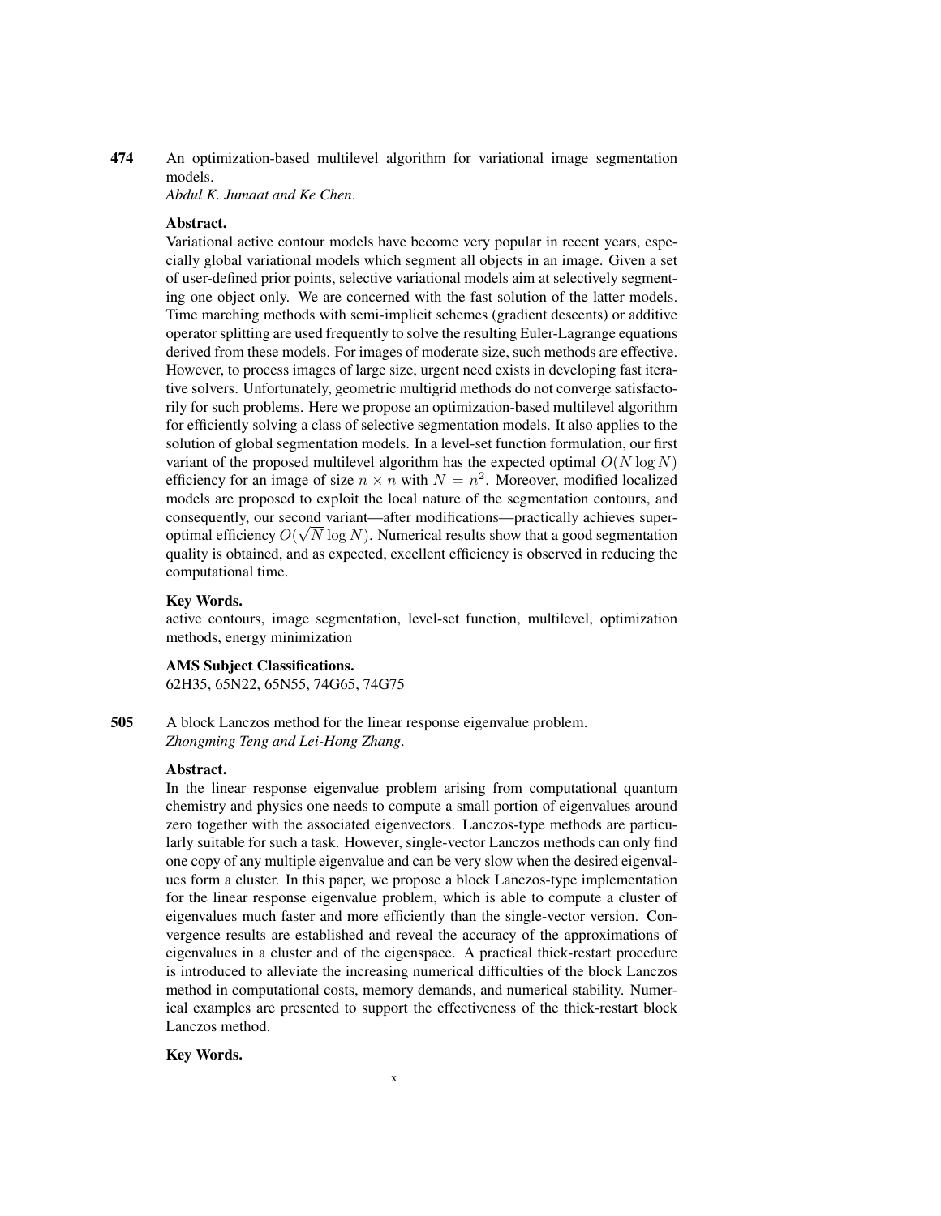**474** An optimization-based multilevel algorithm for variational image segmentation models.
*Abdul K. Jumaat and Ke Chen*.

**Abstract.**
Variational active contour models have become very popular in recent years, especially global variational models which segment all objects in an image. Given a set of user-defined prior points, selective variational models aim at selectively segmenting one object only. We are concerned with the fast solution of the latter models. Time marching methods with semi-implicit schemes (gradient descents) or additive operator splitting are used frequently to solve the resulting Euler-Lagrange equations derived from these models. For images of moderate size, such methods are effective. However, to process images of large size, urgent need exists in developing fast iterative solvers. Unfortunately, geometric multigrid methods do not converge satisfactorily for such problems. Here we propose an optimization-based multilevel algorithm for efficiently solving a class of selective segmentation models. It also applies to the solution of global segmentation models. In a level-set function formulation, our first variant of the proposed multilevel algorithm has the expected optimal $O(N \log N)$ efficiency for an image of size $n \times n$ with $N = n^2$. Moreover, modified localized models are proposed to exploit the local nature of the segmentation contours, and consequently, our second variant—after modifications—practically achieves super-optimal efficiency $O(\sqrt{N} \log N)$. Numerical results show that a good segmentation quality is obtained, and as expected, excellent efficiency is observed in reducing the computational time.

**Key Words.**
active contours, image segmentation, level-set function, multilevel, optimization methods, energy minimization

**AMS Subject Classifications.**
62H35, 65N22, 65N55, 74G65, 74G75

**505** A block Lanczos method for the linear response eigenvalue problem.
*Zhongming Teng and Lei-Hong Zhang*.

**Abstract.**
In the linear response eigenvalue problem arising from computational quantum chemistry and physics one needs to compute a small portion of eigenvalues around zero together with the associated eigenvectors. Lanczos-type methods are particularly suitable for such a task. However, single-vector Lanczos methods can only find one copy of any multiple eigenvalue and can be very slow when the desired eigenvalues form a cluster. In this paper, we propose a block Lanczos-type implementation for the linear response eigenvalue problem, which is able to compute a cluster of eigenvalues much faster and more efficiently than the single-vector version. Convergence results are established and reveal the accuracy of the approximations of eigenvalues in a cluster and of the eigenspace. A practical thick-restart procedure is introduced to alleviate the increasing numerical difficulties of the block Lanczos method in computational costs, memory demands, and numerical stability. Numerical examples are presented to support the effectiveness of the thick-restart block Lanczos method.

**Key Words.**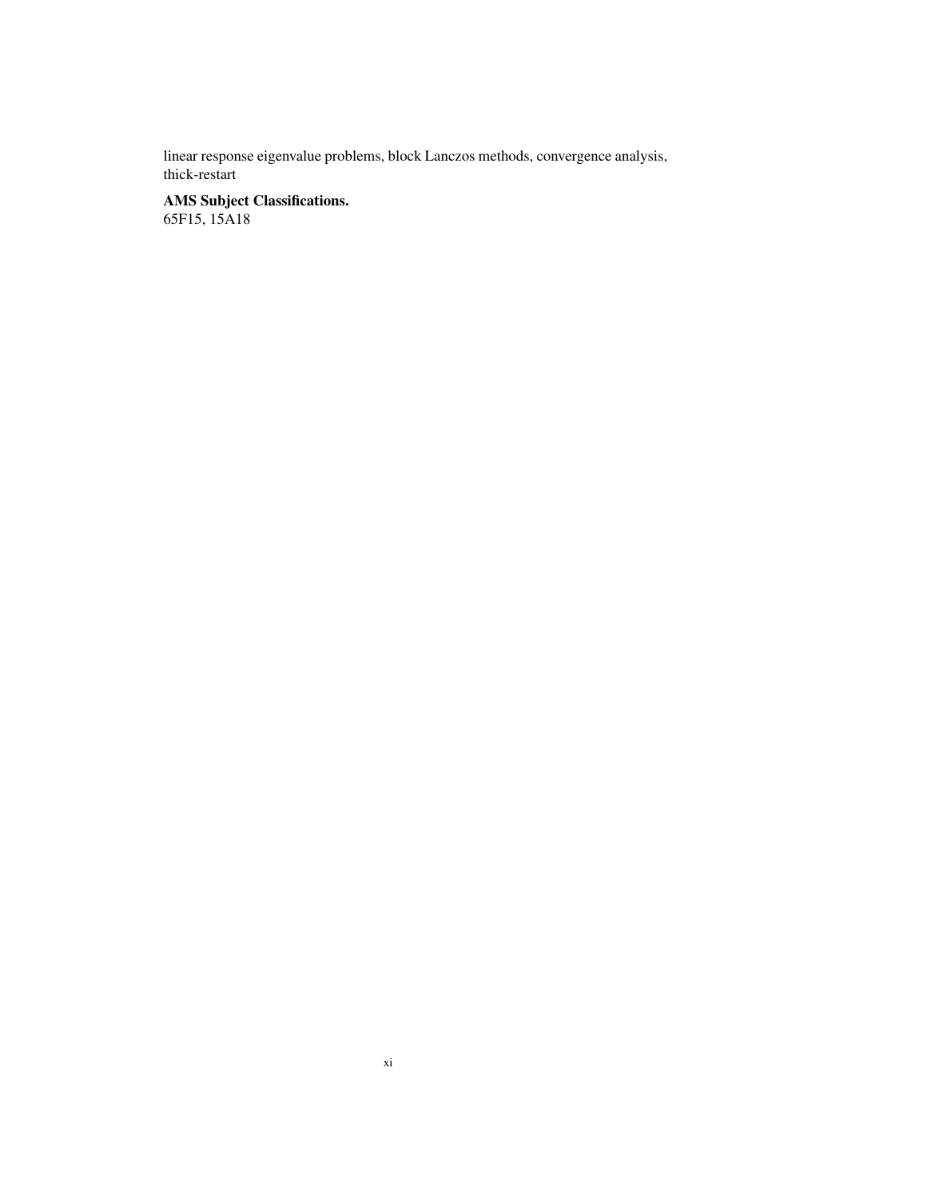linear response eigenvalue problems, block Lanczos methods, convergence analysis, thick-restart

**AMS Subject Classifications.**
65F15, 15A18